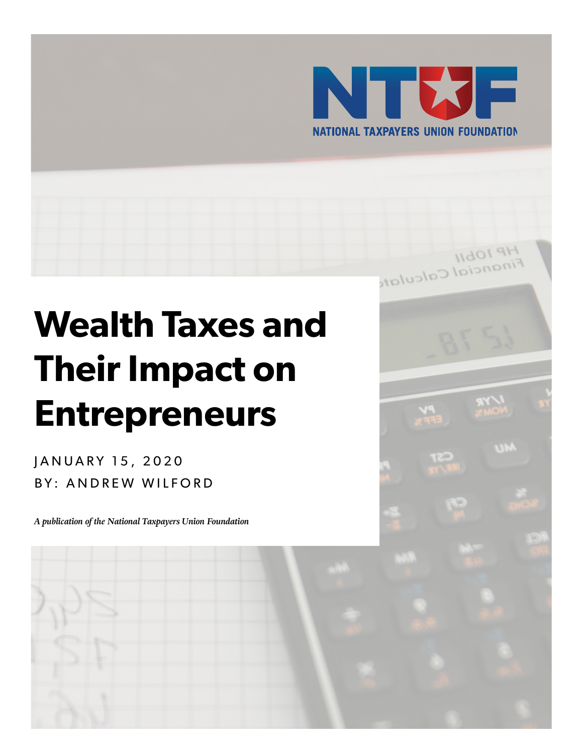NATIONAL TAXPAYERS UNION FOUNDATION

# Wealth Taxes and Their Impact on Entrepreneurs

JANUARY 15, 2020

BY: ANDREW WILFORD

*A publication of the National Taxpayers Union Foundation*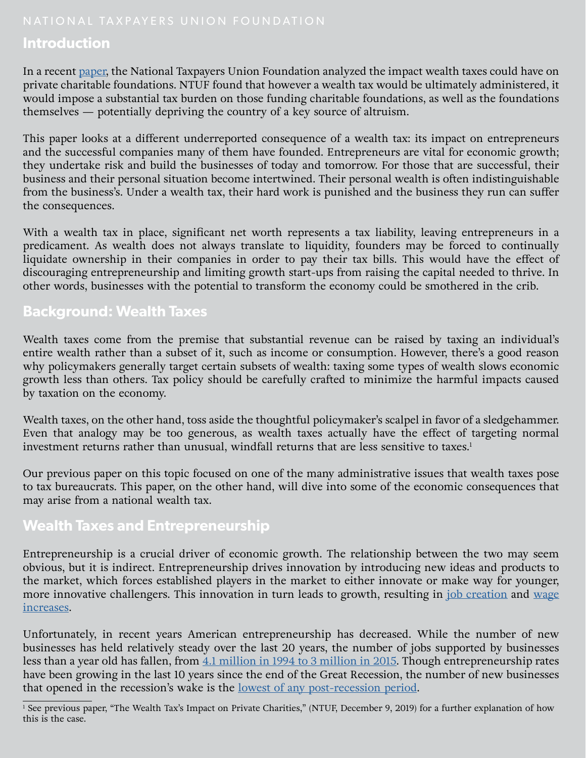## Introduction

In a recent paper, the National Taxpayers Union Foundation analyzed the impact wealth taxes could have on private charitable foundations. NTUF found that however a wealth tax would be ultimately administered, it would impose a substantial tax burden on those funding charitable foundations, as well as the foundations themselves — potentially depriving the country of a key source of altruism.

This paper looks at a different underreported consequence of a wealth tax: its impact on entrepreneurs and the successful companies many of them have founded. Entrepreneurs are vital for economic growth; they undertake risk and build the businesses of today and tomorrow. For those that are successful, their business and their personal situation become intertwined. Their personal wealth is often indistinguishable from the business's. Under a wealth tax, their hard work is punished and the business they run can suffer the consequences.

With a wealth tax in place, significant net worth represents a tax liability, leaving entrepreneurs in a predicament. As wealth does not always translate to liquidity, founders may be forced to continually liquidate ownership in their companies in order to pay their tax bills. This would have the effect of discouraging entrepreneurship and limiting growth start-ups from raising the capital needed to thrive. In other words, businesses with the potential to transform the economy could be smothered in the crib.

## Background: Wealth Taxes

Wealth taxes come from the premise that substantial revenue can be raised by taxing an individual's entire wealth rather than a subset of it, such as income or consumption. However, there's a good reason why policymakers generally target certain subsets of wealth: taxing some types of wealth slows economic growth less than others. Tax policy should be carefully crafted to minimize the harmful impacts caused by taxation on the economy.

Wealth taxes, on the other hand, toss aside the thoughtful policymaker's scalpel in favor of a sledgehammer. Even that analogy may be too generous, as wealth taxes actually have the effect of targeting normal investment returns rather than unusual, windfall returns that are less sensitive to taxes.[1]

Our previous paper on this topic focused on one of the many administrative issues that wealth taxes pose to tax bureaucrats. This paper, on the other hand, will dive into some of the economic consequences that may arise from a national wealth tax.

## Wealth Taxes and Entrepreneurship

Entrepreneurship is a crucial driver of economic growth. The relationship between the two may seem obvious, but it is indirect. Entrepreneurship drives innovation by introducing new ideas and products to the market, which forces established players in the market to either innovate or make way for younger, more innovative challengers. This innovation in turn leads to growth, resulting in job creation and wage increases.

Unfortunately, in recent years American entrepreneurship has decreased. While the number of new businesses has held relatively steady over the last 20 years, the number of jobs supported by businesses less than a year old has fallen, from 4.1 million in 1994 to 3 million in 2015. Though entrepreneurship rates have been growing in the last 10 years since the end of the Great Recession, the number of new businesses that opened in the recession's wake is the lowest of any post-recession period.

[1] See previous paper, "The Wealth Tax's Impact on Private Charities," (NTUF, December 9, 2019) for a further explanation of how this is the case.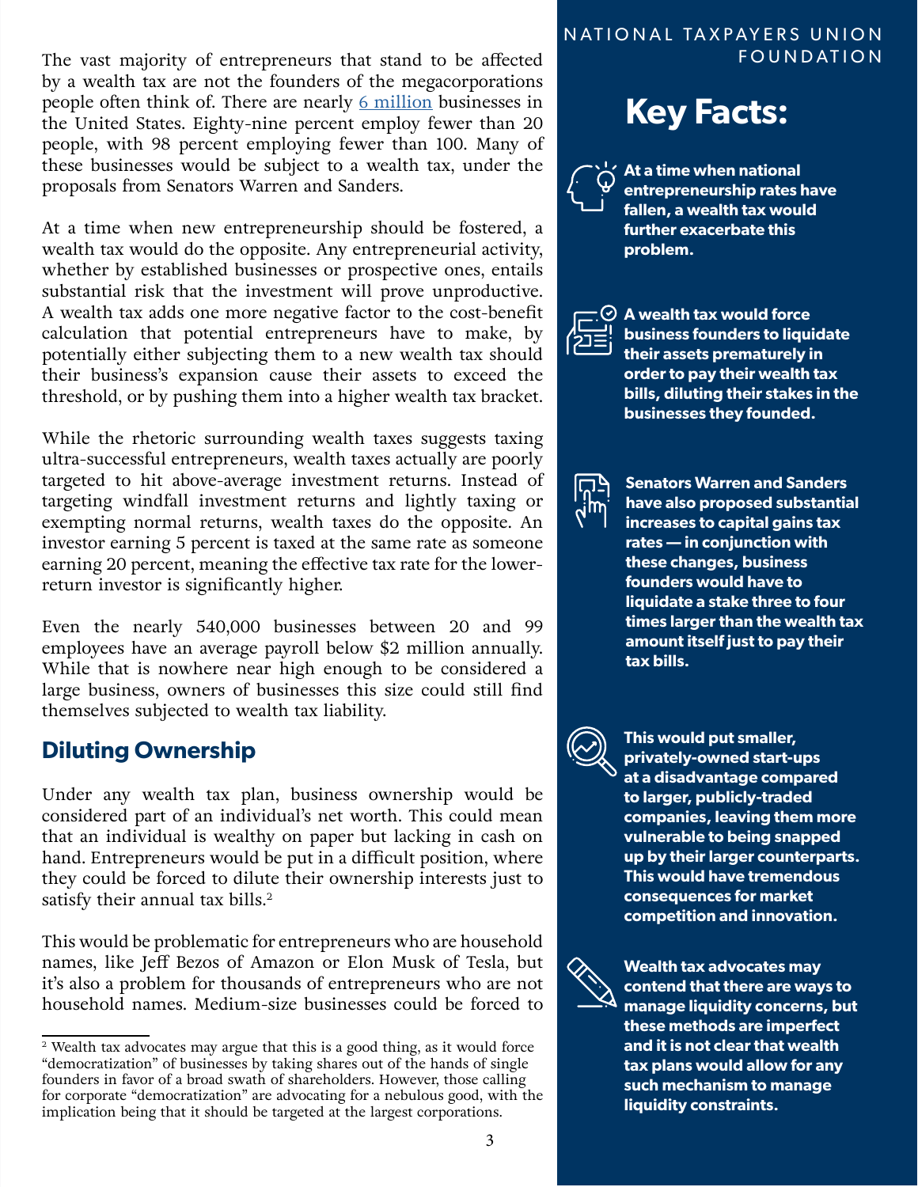The vast majority of entrepreneurs that stand to be affected by a wealth tax are not the founders of the megacorporations people often think of. There are nearly 6 million businesses in the United States. Eighty-nine percent employ fewer than 20 people, with 98 percent employing fewer than 100. Many of these businesses would be subject to a wealth tax, under the proposals from Senators Warren and Sanders.

At a time when new entrepreneurship should be fostered, a wealth tax would do the opposite. Any entrepreneurial activity, whether by established businesses or prospective ones, entails substantial risk that the investment will prove unproductive. A wealth tax adds one more negative factor to the cost-benefit calculation that potential entrepreneurs have to make, by potentially either subjecting them to a new wealth tax should their business's expansion cause their assets to exceed the threshold, or by pushing them into a higher wealth tax bracket.

While the rhetoric surrounding wealth taxes suggests taxing ultra-successful entrepreneurs, wealth taxes actually are poorly targeted to hit above-average investment returns. Instead of targeting windfall investment returns and lightly taxing or exempting normal returns, wealth taxes do the opposite. An investor earning 5 percent is taxed at the same rate as someone earning 20 percent, meaning the effective tax rate for the lower-return investor is significantly higher.

Even the nearly 540,000 businesses between 20 and 99 employees have an average payroll below $2 million annually. While that is nowhere near high enough to be considered a large business, owners of businesses this size could still find themselves subjected to wealth tax liability.

## Diluting Ownership

Under any wealth tax plan, business ownership would be considered part of an individual's net worth. This could mean that an individual is wealthy on paper but lacking in cash on hand. Entrepreneurs would be put in a difficult position, where they could be forced to dilute their ownership interests just to satisfy their annual tax bills.[2]

This would be problematic for entrepreneurs who are household names, like Jeff Bezos of Amazon or Elon Musk of Tesla, but it's also a problem for thousands of entrepreneurs who are not household names. Medium-size businesses could be forced to

[2] Wealth tax advocates may argue that this is a good thing, as it would force "democratization" of businesses by taking shares out of the hands of single founders in favor of a broad swath of shareholders. However, those calling for corporate "democratization" are advocating for a nebulous good, with the implication being that it should be targeted at the largest corporations.

## Key Facts:

- **At a time when national entrepreneurship rates have fallen, a wealth tax would further exacerbate this problem.**
- **A wealth tax would force business founders to liquidate their assets prematurely in order to pay their wealth tax bills, diluting their stakes in the businesses they founded.**
- **Senators Warren and Sanders have also proposed substantial increases to capital gains tax rates — in conjunction with these changes, business founders would have to liquidate a stake three to four times larger than the wealth tax amount itself just to pay their tax bills.**
- **This would put smaller, privately-owned start-ups at a disadvantage compared to larger, publicly-traded companies, leaving them more vulnerable to being snapped up by their larger counterparts. This would have tremendous consequences for market competition and innovation.**
- **Wealth tax advocates may contend that there are ways to manage liquidity concerns, but these methods are imperfect and it is not clear that wealth tax plans would allow for any such mechanism to manage liquidity constraints.**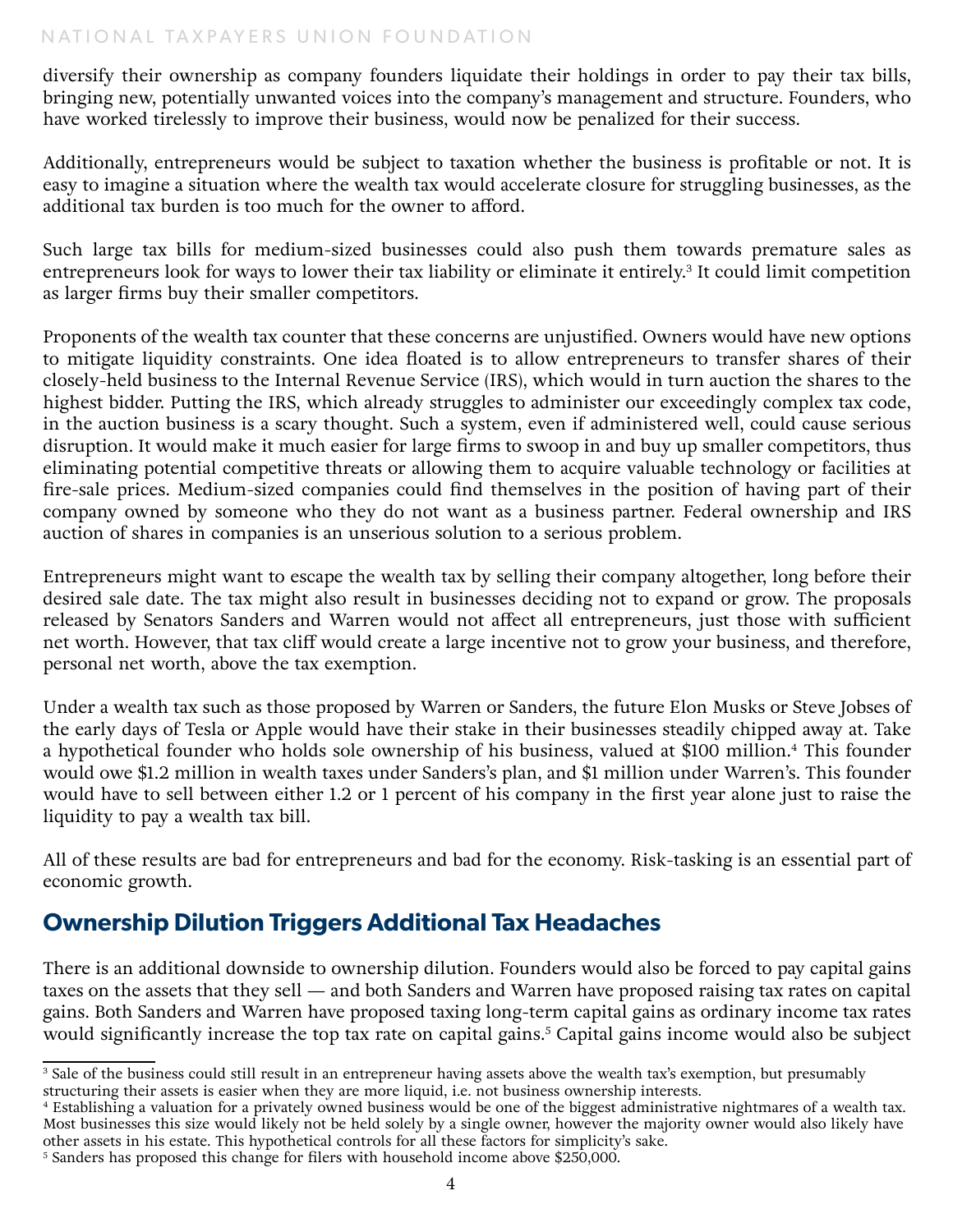diversify their ownership as company founders liquidate their holdings in order to pay their tax bills, bringing new, potentially unwanted voices into the company's management and structure. Founders, who have worked tirelessly to improve their business, would now be penalized for their success.

Additionally, entrepreneurs would be subject to taxation whether the business is profitable or not. It is easy to imagine a situation where the wealth tax would accelerate closure for struggling businesses, as the additional tax burden is too much for the owner to afford.

Such large tax bills for medium-sized businesses could also push them towards premature sales as entrepreneurs look for ways to lower their tax liability or eliminate it entirely.[3] It could limit competition as larger firms buy their smaller competitors.

Proponents of the wealth tax counter that these concerns are unjustified. Owners would have new options to mitigate liquidity constraints. One idea floated is to allow entrepreneurs to transfer shares of their closely-held business to the Internal Revenue Service (IRS), which would in turn auction the shares to the highest bidder. Putting the IRS, which already struggles to administer our exceedingly complex tax code, in the auction business is a scary thought. Such a system, even if administered well, could cause serious disruption. It would make it much easier for large firms to swoop in and buy up smaller competitors, thus eliminating potential competitive threats or allowing them to acquire valuable technology or facilities at fire-sale prices. Medium-sized companies could find themselves in the position of having part of their company owned by someone who they do not want as a business partner. Federal ownership and IRS auction of shares in companies is an unserious solution to a serious problem.

Entrepreneurs might want to escape the wealth tax by selling their company altogether, long before their desired sale date. The tax might also result in businesses deciding not to expand or grow. The proposals released by Senators Sanders and Warren would not affect all entrepreneurs, just those with sufficient net worth. However, that tax cliff would create a large incentive not to grow your business, and therefore, personal net worth, above the tax exemption.

Under a wealth tax such as those proposed by Warren or Sanders, the future Elon Musks or Steve Jobses of the early days of Tesla or Apple would have their stake in their businesses steadily chipped away at. Take a hypothetical founder who holds sole ownership of his business, valued at $100 million.[4] This founder would owe $1.2 million in wealth taxes under Sanders's plan, and $1 million under Warren's. This founder would have to sell between either 1.2 or 1 percent of his company in the first year alone just to raise the liquidity to pay a wealth tax bill.

All of these results are bad for entrepreneurs and bad for the economy. Risk-tasking is an essential part of economic growth.

## Ownership Dilution Triggers Additional Tax Headaches

There is an additional downside to ownership dilution. Founders would also be forced to pay capital gains taxes on the assets that they sell — and both Sanders and Warren have proposed raising tax rates on capital gains. Both Sanders and Warren have proposed taxing long-term capital gains as ordinary income tax rates would significantly increase the top tax rate on capital gains.[5] Capital gains income would also be subject

---

[3] Sale of the business could still result in an entrepreneur having assets above the wealth tax's exemption, but presumably structuring their assets is easier when they are more liquid, i.e. not business ownership interests.

[4] Establishing a valuation for a privately owned business would be one of the biggest administrative nightmares of a wealth tax. Most businesses this size would likely not be held solely by a single owner, however the majority owner would also likely have other assets in his estate. This hypothetical controls for all these factors for simplicity's sake.

[5] Sanders has proposed this change for filers with household income above $250,000.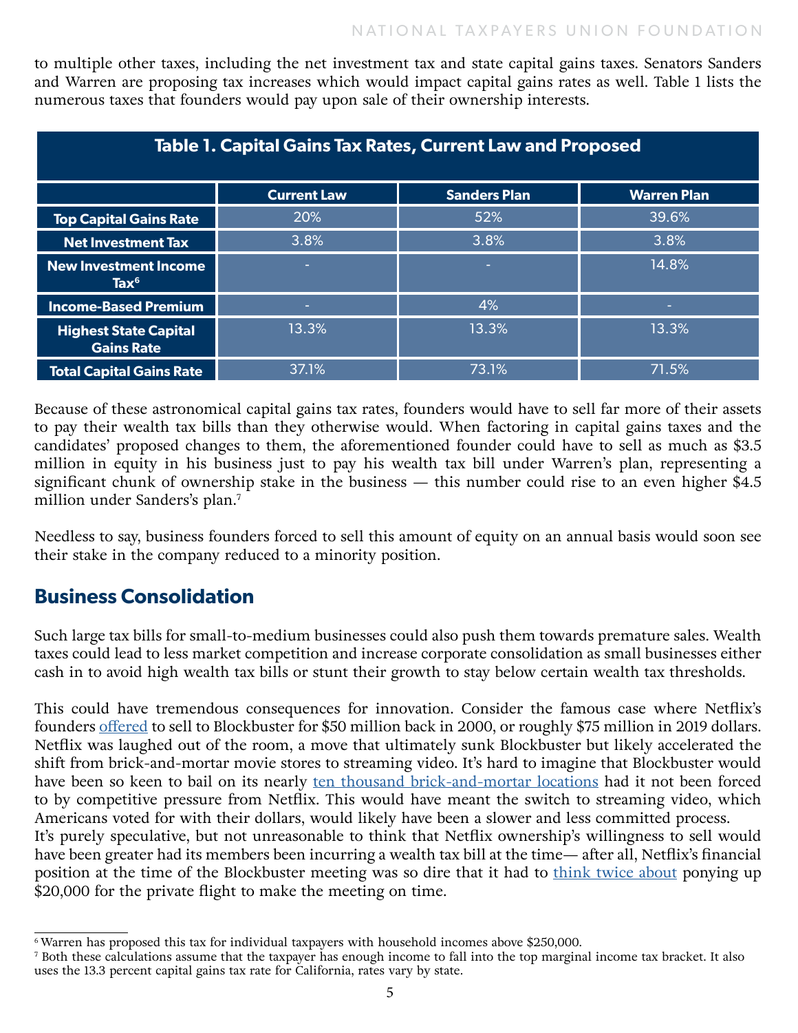to multiple other taxes, including the net investment tax and state capital gains taxes. Senators Sanders and Warren are proposing tax increases which would impact capital gains rates as well. Table 1 lists the numerous taxes that founders would pay upon sale of their ownership interests.

**Table 1. Capital Gains Tax Rates, Current Law and Proposed**

| | Current Law | Sanders Plan | Warren Plan |
|---|---|---|---|
| **Top Capital Gains Rate** | 20% | 52% | 39.6% |
| **Net Investment Tax** | 3.8% | 3.8% | 3.8% |
| **New Investment Income Tax**[6] | - | - | 14.8% |
| **Income-Based Premium** | - | 4% | - |
| **Highest State Capital Gains Rate** | 13.3% | 13.3% | 13.3% |
| **Total Capital Gains Rate** | 37.1% | 73.1% | 71.5% |

Because of these astronomical capital gains tax rates, founders would have to sell far more of their assets to pay their wealth tax bills than they otherwise would. When factoring in capital gains taxes and the candidates' proposed changes to them, the aforementioned founder could have to sell as much as $3.5 million in equity in his business just to pay his wealth tax bill under Warren's plan, representing a significant chunk of ownership stake in the business — this number could rise to an even higher $4.5 million under Sanders's plan.[7]

Needless to say, business founders forced to sell this amount of equity on an annual basis would soon see their stake in the company reduced to a minority position.

## Business Consolidation

Such large tax bills for small-to-medium businesses could also push them towards premature sales. Wealth taxes could lead to less market competition and increase corporate consolidation as small businesses either cash in to avoid high wealth tax bills or stunt their growth to stay below certain wealth tax thresholds.

This could have tremendous consequences for innovation. Consider the famous case where Netflix's founders offered to sell to Blockbuster for $50 million back in 2000, or roughly $75 million in 2019 dollars. Netflix was laughed out of the room, a move that ultimately sunk Blockbuster but likely accelerated the shift from brick-and-mortar movie stores to streaming video. It's hard to imagine that Blockbuster would have been so keen to bail on its nearly ten thousand brick-and-mortar locations had it not been forced to by competitive pressure from Netflix. This would have meant the switch to streaming video, which Americans voted for with their dollars, would likely have been a slower and less committed process.

It's purely speculative, but not unreasonable to think that Netflix ownership's willingness to sell would have been greater had its members been incurring a wealth tax bill at the time— after all, Netflix's financial position at the time of the Blockbuster meeting was so dire that it had to think twice about ponying up $20,000 for the private flight to make the meeting on time.

---

[6] Warren has proposed this tax for individual taxpayers with household incomes above $250,000.

[7] Both these calculations assume that the taxpayer has enough income to fall into the top marginal income tax bracket. It also uses the 13.3 percent capital gains tax rate for California, rates vary by state.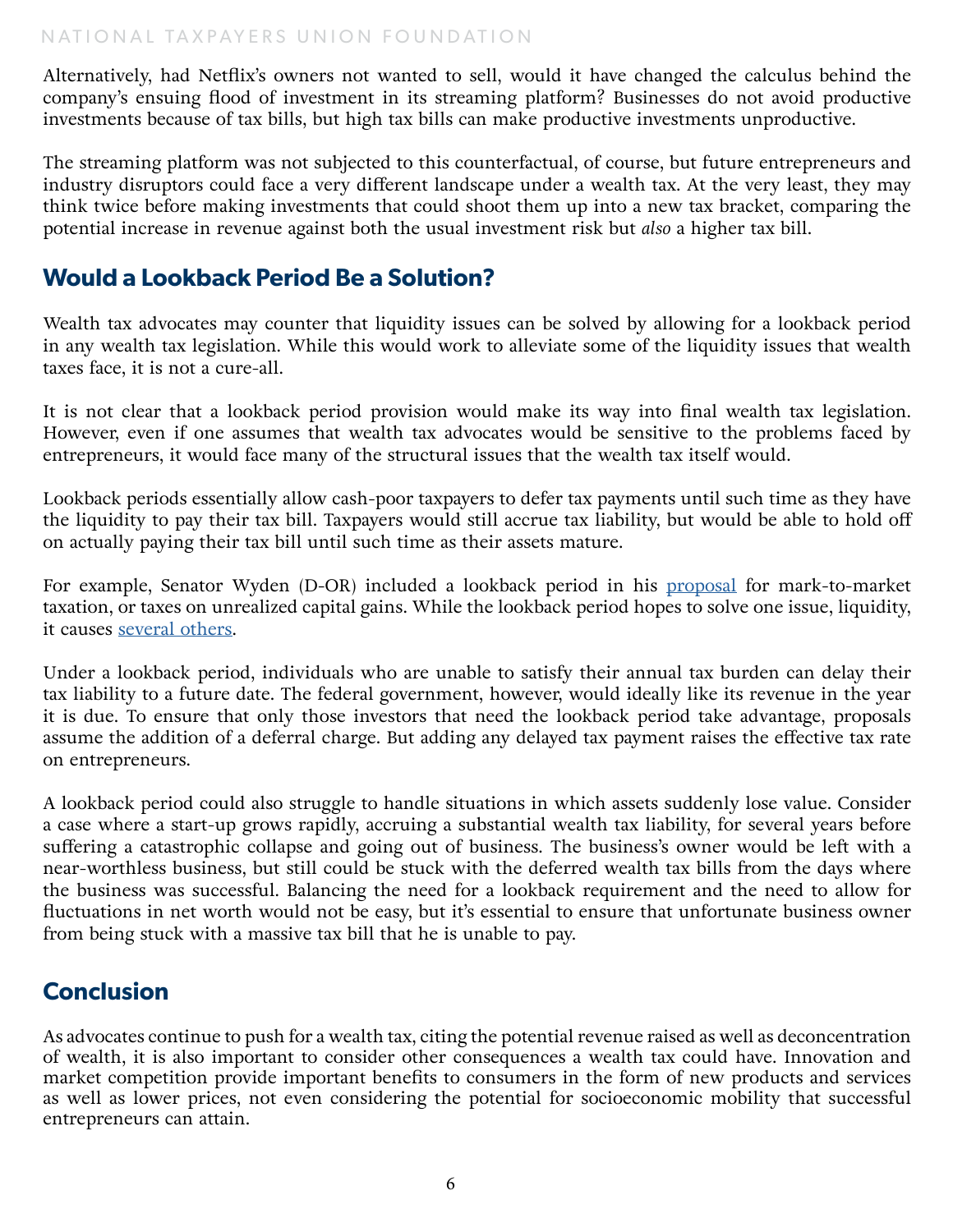Alternatively, had Netflix's owners not wanted to sell, would it have changed the calculus behind the company's ensuing flood of investment in its streaming platform? Businesses do not avoid productive investments because of tax bills, but high tax bills can make productive investments unproductive.

The streaming platform was not subjected to this counterfactual, of course, but future entrepreneurs and industry disruptors could face a very different landscape under a wealth tax. At the very least, they may think twice before making investments that could shoot them up into a new tax bracket, comparing the potential increase in revenue against both the usual investment risk but *also* a higher tax bill.

## Would a Lookback Period Be a Solution?

Wealth tax advocates may counter that liquidity issues can be solved by allowing for a lookback period in any wealth tax legislation. While this would work to alleviate some of the liquidity issues that wealth taxes face, it is not a cure-all.

It is not clear that a lookback period provision would make its way into final wealth tax legislation. However, even if one assumes that wealth tax advocates would be sensitive to the problems faced by entrepreneurs, it would face many of the structural issues that the wealth tax itself would.

Lookback periods essentially allow cash-poor taxpayers to defer tax payments until such time as they have the liquidity to pay their tax bill. Taxpayers would still accrue tax liability, but would be able to hold off on actually paying their tax bill until such time as their assets mature.

For example, Senator Wyden (D-OR) included a lookback period in his [proposal]() for mark-to-market taxation, or taxes on unrealized capital gains. While the lookback period hopes to solve one issue, liquidity, it causes [several others]().

Under a lookback period, individuals who are unable to satisfy their annual tax burden can delay their tax liability to a future date. The federal government, however, would ideally like its revenue in the year it is due. To ensure that only those investors that need the lookback period take advantage, proposals assume the addition of a deferral charge. But adding any delayed tax payment raises the effective tax rate on entrepreneurs.

A lookback period could also struggle to handle situations in which assets suddenly lose value. Consider a case where a start-up grows rapidly, accruing a substantial wealth tax liability, for several years before suffering a catastrophic collapse and going out of business. The business's owner would be left with a near-worthless business, but still could be stuck with the deferred wealth tax bills from the days where the business was successful. Balancing the need for a lookback requirement and the need to allow for fluctuations in net worth would not be easy, but it's essential to ensure that unfortunate business owner from being stuck with a massive tax bill that he is unable to pay.

## Conclusion

As advocates continue to push for a wealth tax, citing the potential revenue raised as well as deconcentration of wealth, it is also important to consider other consequences a wealth tax could have. Innovation and market competition provide important benefits to consumers in the form of new products and services as well as lower prices, not even considering the potential for socioeconomic mobility that successful entrepreneurs can attain.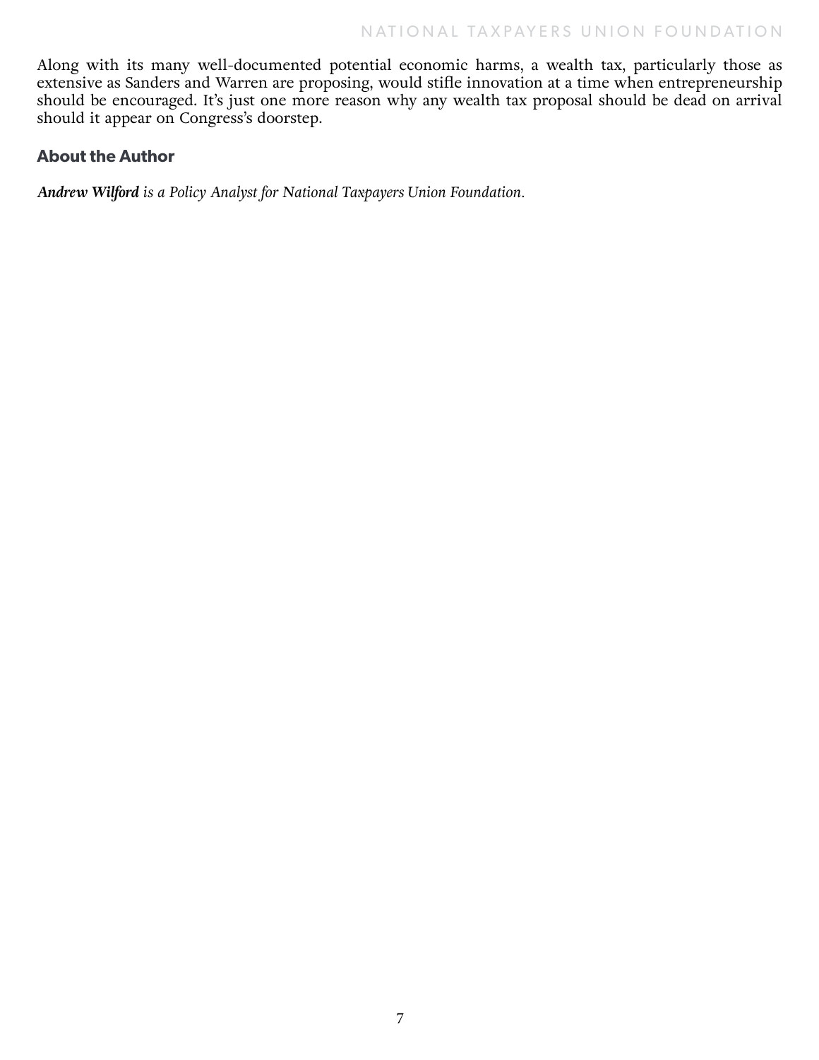Along with its many well-documented potential economic harms, a wealth tax, particularly those as extensive as Sanders and Warren are proposing, would stifle innovation at a time when entrepreneurship should be encouraged. It's just one more reason why any wealth tax proposal should be dead on arrival should it appear on Congress's doorstep.

## About the Author

***Andrew Wilford*** *is a Policy Analyst for National Taxpayers Union Foundation.*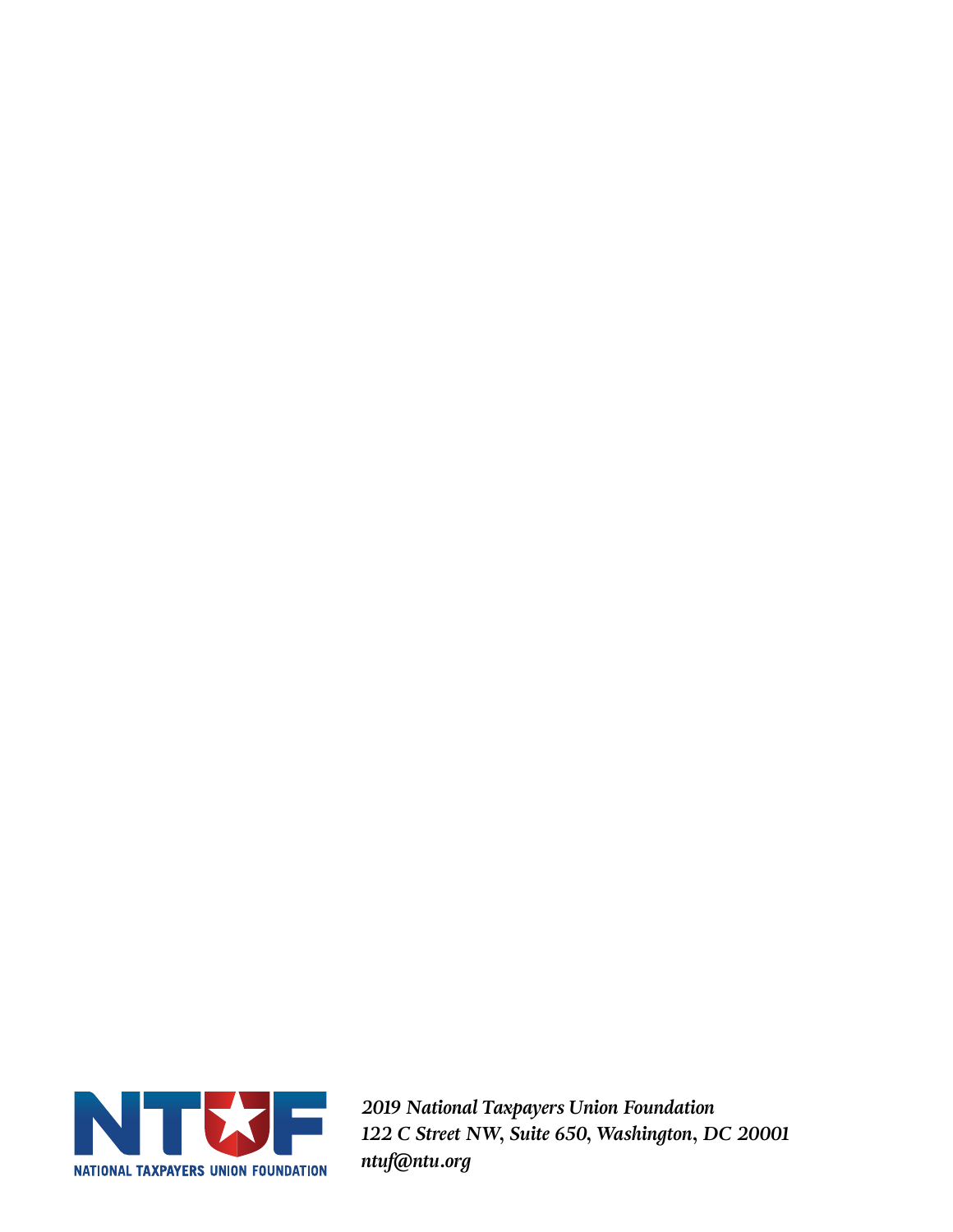NTUF

NATIONAL TAXPAYERS UNION FOUNDATION

*2019 National Taxpayers Union Foundation*
*122 C Street NW, Suite 650, Washington, DC 20001*
*ntuf@ntu.org*